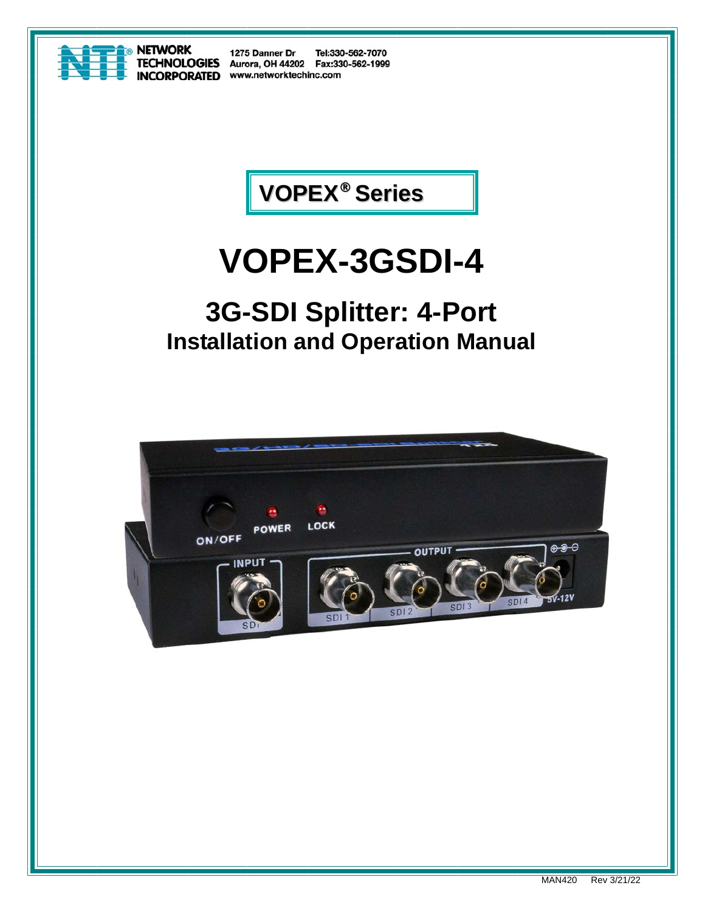NETWORK TECHNOLOGIES INCORPORATED
1275 Danner Dr
Aurora, OH 44202
Tel:330-562-7070
Fax:330-562-1999
www.networktechinc.com

**VOPEX® Series**

# VOPEX-3GSDI-4

## 3G-SDI Splitter: 4-Port

## Installation and Operation Manual

MAN420 Rev 3/21/22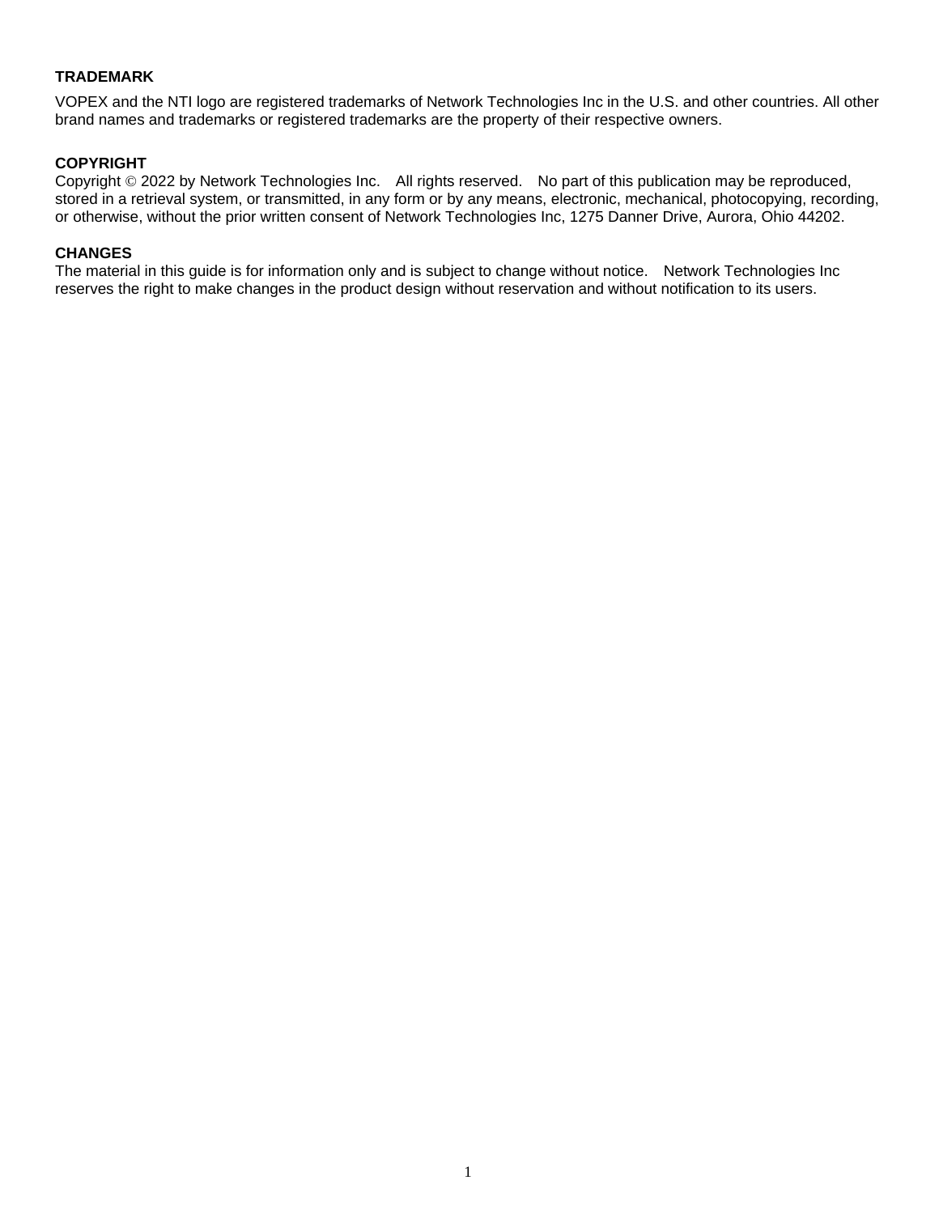**TRADEMARK**

VOPEX and the NTI logo are registered trademarks of Network Technologies Inc in the U.S. and other countries. All other brand names and trademarks or registered trademarks are the property of their respective owners.

**COPYRIGHT**

Copyright © 2022 by Network Technologies Inc. All rights reserved. No part of this publication may be reproduced, stored in a retrieval system, or transmitted, in any form or by any means, electronic, mechanical, photocopying, recording, or otherwise, without the prior written consent of Network Technologies Inc, 1275 Danner Drive, Aurora, Ohio 44202.

**CHANGES**

The material in this guide is for information only and is subject to change without notice. Network Technologies Inc reserves the right to make changes in the product design without reservation and without notification to its users.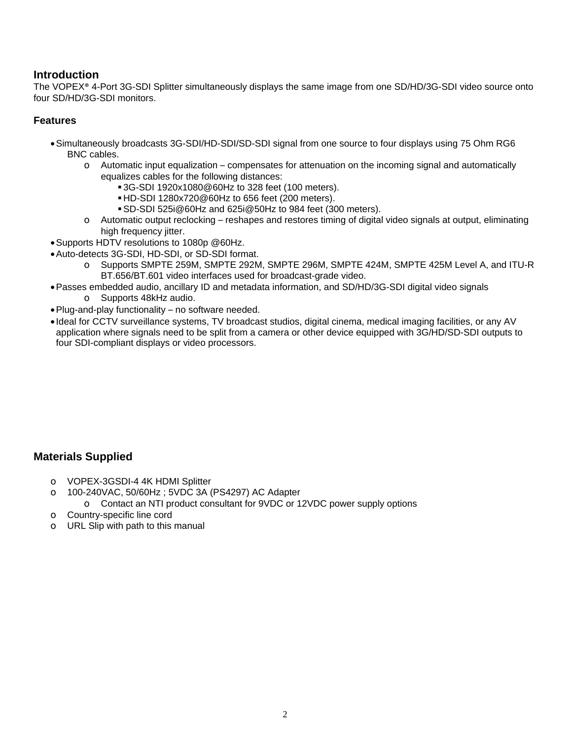## Introduction

The VOPEX® 4-Port 3G-SDI Splitter simultaneously displays the same image from one SD/HD/3G-SDI video source onto four SD/HD/3G-SDI monitors.

## Features

- Simultaneously broadcasts 3G-SDI/HD-SDI/SD-SDI signal from one source to four displays using 75 Ohm RG6 BNC cables.
  - Automatic input equalization – compensates for attenuation on the incoming signal and automatically equalizes cables for the following distances:
    - 3G-SDI 1920x1080@60Hz to 328 feet (100 meters).
    - HD-SDI 1280x720@60Hz to 656 feet (200 meters).
    - SD-SDI 525i@60Hz and 625i@50Hz to 984 feet (300 meters).
  - Automatic output reclocking – reshapes and restores timing of digital video signals at output, eliminating high frequency jitter.
- Supports HDTV resolutions to 1080p @60Hz.
- Auto-detects 3G-SDI, HD-SDI, or SD-SDI format.
  - Supports SMPTE 259M, SMPTE 292M, SMPTE 296M, SMPTE 424M, SMPTE 425M Level A, and ITU-R BT.656/BT.601 video interfaces used for broadcast-grade video.
- Passes embedded audio, ancillary ID and metadata information, and SD/HD/3G-SDI digital video signals
  - Supports 48kHz audio.
- Plug-and-play functionality – no software needed.
- Ideal for CCTV surveillance systems, TV broadcast studios, digital cinema, medical imaging facilities, or any AV application where signals need to be split from a camera or other device equipped with 3G/HD/SD-SDI outputs to four SDI-compliant displays or video processors.

## Materials Supplied

- VOPEX-3GSDI-4 4K HDMI Splitter
- 100-240VAC, 50/60Hz ; 5VDC 3A (PS4297) AC Adapter
  - Contact an NTI product consultant for 9VDC or 12VDC power supply options
- Country-specific line cord
- URL Slip with path to this manual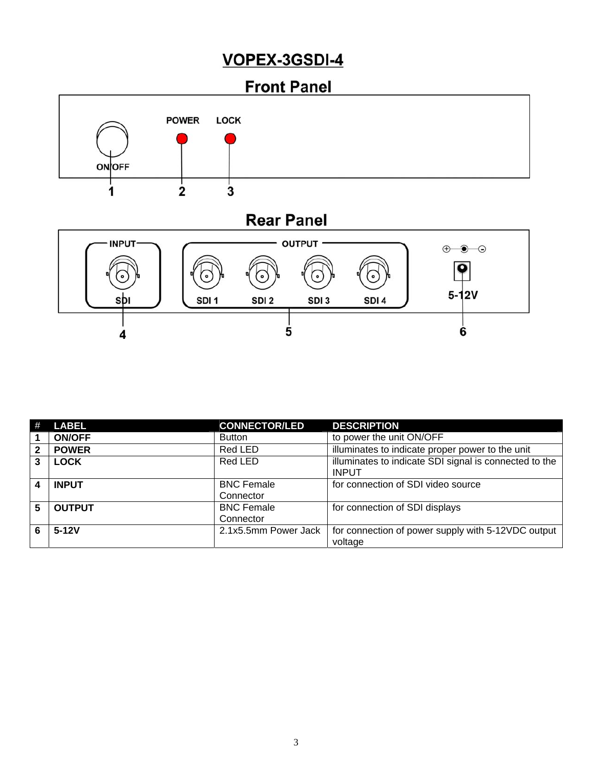# VOPEX-3GSDI-4

## Front Panel

ON/OFF POWER LOCK

1 2 3

## Rear Panel

INPUT SDI

OUTPUT SDI 1 SDI 2 SDI 3 SDI 4

5-12V

4 5 6

| # | LABEL | CONNECTOR/LED | DESCRIPTION |
|---|---|---|---|
| **1** | **ON/OFF** | Button | to power the unit ON/OFF |
| **2** | **POWER** | Red LED | illuminates to indicate proper power to the unit |
| **3** | **LOCK** | Red LED | illuminates to indicate SDI signal is connected to the INPUT |
| **4** | **INPUT** | BNC Female Connector | for connection of SDI video source |
| **5** | **OUTPUT** | BNC Female Connector | for connection of SDI displays |
| **6** | **5-12V** | 2.1x5.5mm Power Jack | for connection of power supply with 5-12VDC output voltage |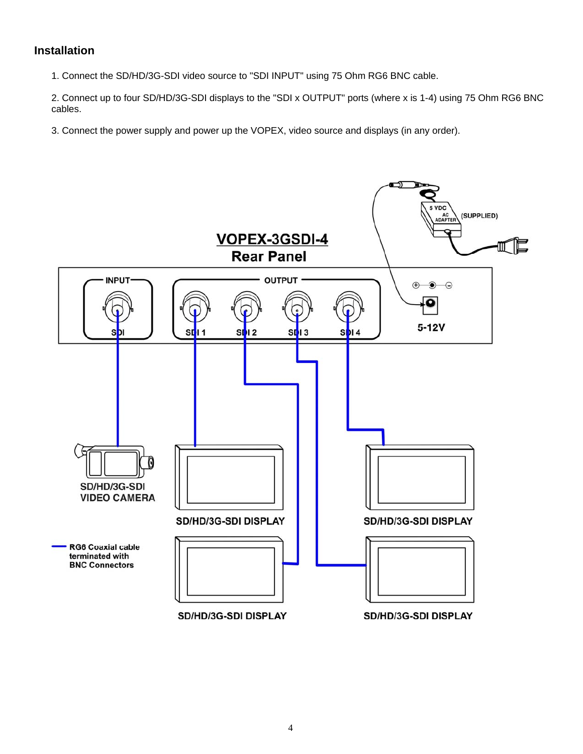## Installation

1. Connect the SD/HD/3G-SDI video source to "SDI INPUT" using 75 Ohm RG6 BNC cable.

2. Connect up to four SD/HD/3G-SDI displays to the "SDI x OUTPUT" ports (where x is 1-4) using 75 Ohm RG6 BNC cables.

3. Connect the power supply and power up the VOPEX, video source and displays (in any order).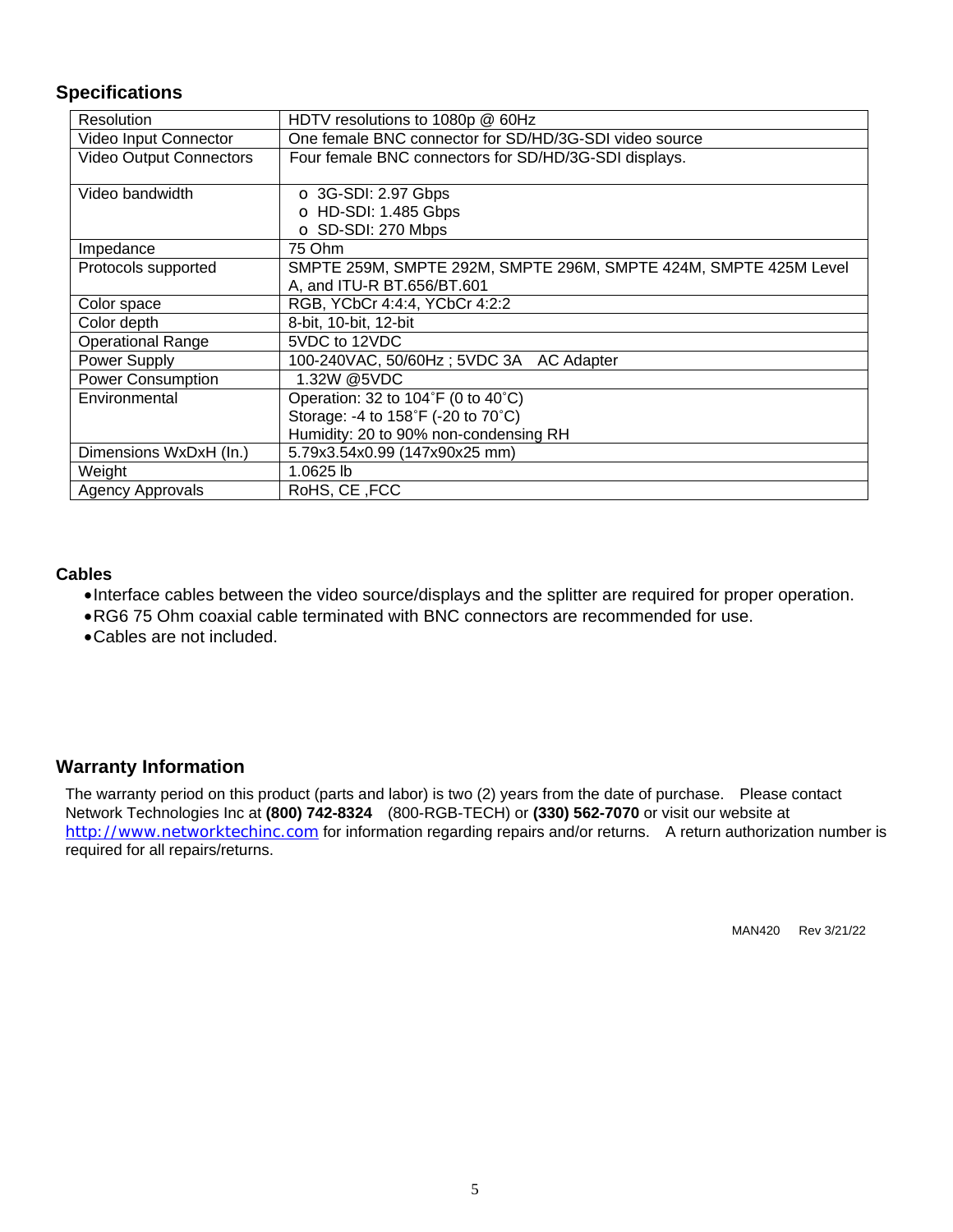## Specifications

| | |
|---|---|
| Resolution | HDTV resolutions to 1080p @ 60Hz |
| Video Input Connector | One female BNC connector for SD/HD/3G-SDI video source |
| Video Output Connectors | Four female BNC connectors for SD/HD/3G-SDI displays. |
| Video bandwidth | o 3G-SDI: 2.97 Gbps<br>o HD-SDI: 1.485 Gbps<br>o SD-SDI: 270 Mbps |
| Impedance | 75 Ohm |
| Protocols supported | SMPTE 259M, SMPTE 292M, SMPTE 296M, SMPTE 424M, SMPTE 425M Level A, and ITU-R BT.656/BT.601 |
| Color space | RGB, YCbCr 4:4:4, YCbCr 4:2:2 |
| Color depth | 8-bit, 10-bit, 12-bit |
| Operational Range | 5VDC to 12VDC |
| Power Supply | 100-240VAC, 50/60Hz ; 5VDC 3A AC Adapter |
| Power Consumption | 1.32W @5VDC |
| Environmental | Operation: 32 to 104˚F (0 to 40˚C)<br>Storage: -4 to 158˚F (-20 to 70˚C)<br>Humidity: 20 to 90% non-condensing RH |
| Dimensions WxDxH (In.) | 5.79x3.54x0.99 (147x90x25 mm) |
| Weight | 1.0625 lb |
| Agency Approvals | RoHS, CE ,FCC |

### Cables

- Interface cables between the video source/displays and the splitter are required for proper operation.
- RG6 75 Ohm coaxial cable terminated with BNC connectors are recommended for use.
- Cables are not included.

## Warranty Information

The warranty period on this product (parts and labor) is two (2) years from the date of purchase. Please contact Network Technologies Inc at **(800) 742-8324** (800-RGB-TECH) or **(330) 562-7070** or visit our website at http://www.networktechinc.com for information regarding repairs and/or returns. A return authorization number is required for all repairs/returns.

MAN420 Rev 3/21/22